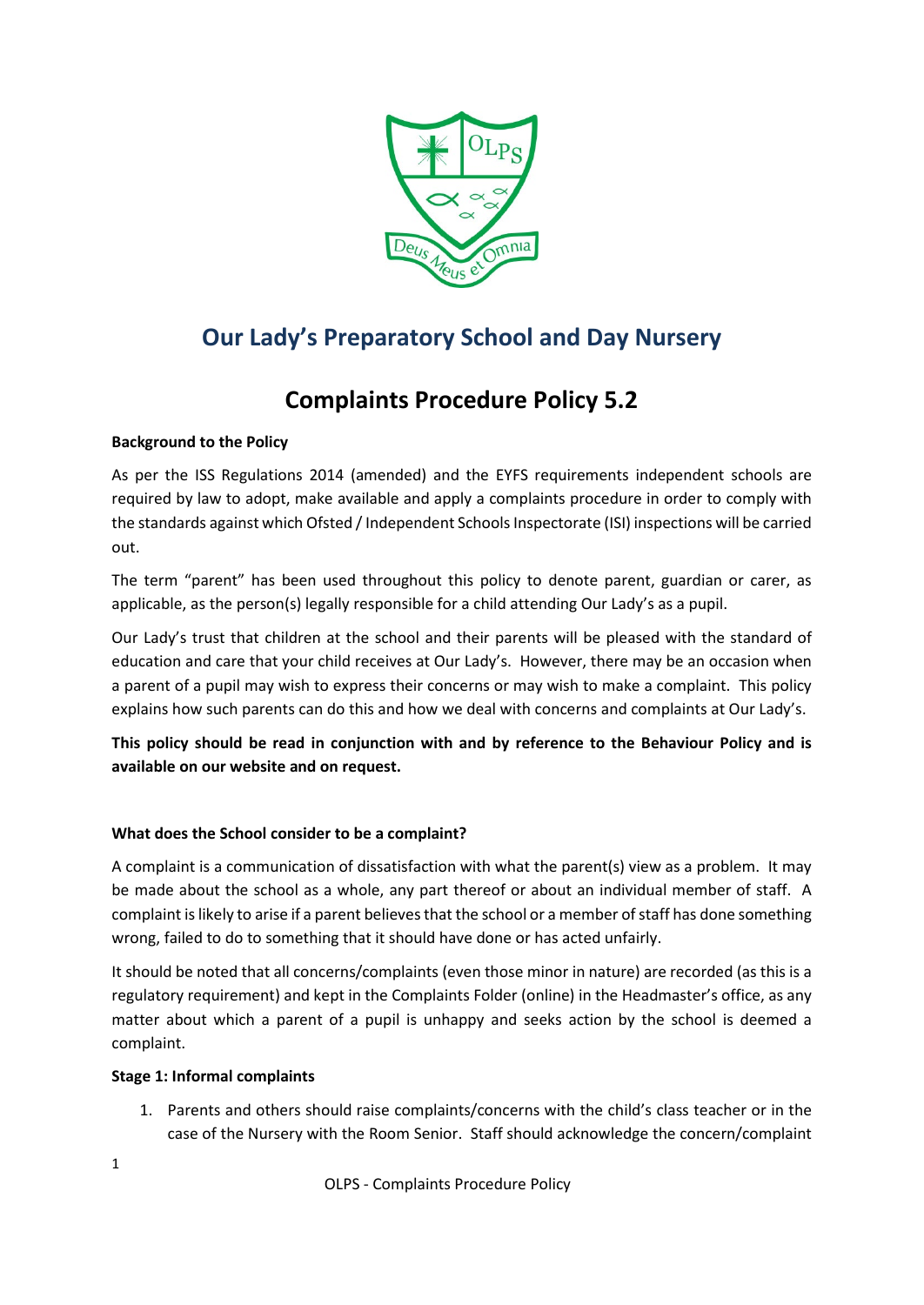## Our Lady's Preparatory School and Day Nursery

# Complaints Procedure Policy 5.2

**Background to the Policy**

As per the ISS Regulations 2014 (amended) and the EYFS requirements independent schools are required by law to adopt, make available and apply a complaints procedure in order to comply with the standards against which Ofsted / Independent Schools Inspectorate (ISI) inspections will be carried out.

The term "parent" has been used throughout this policy to denote parent, guardian or carer, as applicable, as the person(s) legally responsible for a child attending Our Lady's as a pupil.

Our Lady's trust that children at the school and their parents will be pleased with the standard of education and care that your child receives at Our Lady's. However, there may be an occasion when a parent of a pupil may wish to express their concerns or may wish to make a complaint. This policy explains how such parents can do this and how we deal with concerns and complaints at Our Lady's.

**This policy should be read in conjunction with and by reference to the Behaviour Policy and is available on our website and on request.**

**What does the School consider to be a complaint?**

A complaint is a communication of dissatisfaction with what the parent(s) view as a problem. It may be made about the school as a whole, any part thereof or about an individual member of staff. A complaint is likely to arise if a parent believes that the school or a member of staff has done something wrong, failed to do to something that it should have done or has acted unfairly.

It should be noted that all concerns/complaints (even those minor in nature) are recorded (as this is a regulatory requirement) and kept in the Complaints Folder (online) in the Headmaster's office, as any matter about which a parent of a pupil is unhappy and seeks action by the school is deemed a complaint.

**Stage 1: Informal complaints**

1. Parents and others should raise complaints/concerns with the child's class teacher or in the case of the Nursery with the Room Senior. Staff should acknowledge the concern/complaint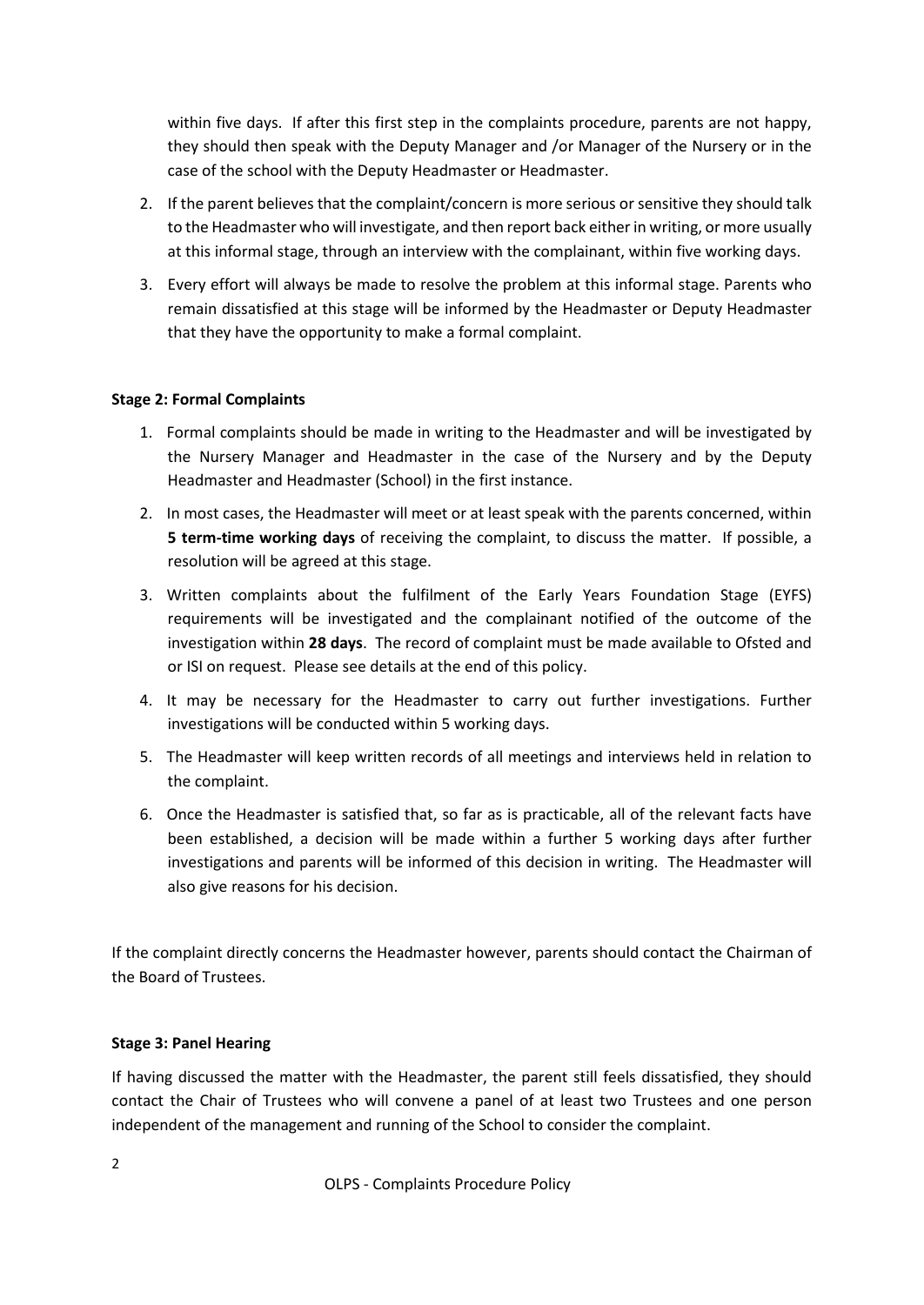within five days. If after this first step in the complaints procedure, parents are not happy, they should then speak with the Deputy Manager and /or Manager of the Nursery or in the case of the school with the Deputy Headmaster or Headmaster.

2. If the parent believes that the complaint/concern is more serious or sensitive they should talk to the Headmaster who will investigate, and then report back either in writing, or more usually at this informal stage, through an interview with the complainant, within five working days.
3. Every effort will always be made to resolve the problem at this informal stage. Parents who remain dissatisfied at this stage will be informed by the Headmaster or Deputy Headmaster that they have the opportunity to make a formal complaint.

**Stage 2: Formal Complaints**

1. Formal complaints should be made in writing to the Headmaster and will be investigated by the Nursery Manager and Headmaster in the case of the Nursery and by the Deputy Headmaster and Headmaster (School) in the first instance.
2. In most cases, the Headmaster will meet or at least speak with the parents concerned, within **5 term-time working days** of receiving the complaint, to discuss the matter. If possible, a resolution will be agreed at this stage.
3. Written complaints about the fulfilment of the Early Years Foundation Stage (EYFS) requirements will be investigated and the complainant notified of the outcome of the investigation within **28 days**. The record of complaint must be made available to Ofsted and or ISI on request. Please see details at the end of this policy.
4. It may be necessary for the Headmaster to carry out further investigations. Further investigations will be conducted within 5 working days.
5. The Headmaster will keep written records of all meetings and interviews held in relation to the complaint.
6. Once the Headmaster is satisfied that, so far as is practicable, all of the relevant facts have been established, a decision will be made within a further 5 working days after further investigations and parents will be informed of this decision in writing. The Headmaster will also give reasons for his decision.

If the complaint directly concerns the Headmaster however, parents should contact the Chairman of the Board of Trustees.

**Stage 3: Panel Hearing**

If having discussed the matter with the Headmaster, the parent still feels dissatisfied, they should contact the Chair of Trustees who will convene a panel of at least two Trustees and one person independent of the management and running of the School to consider the complaint.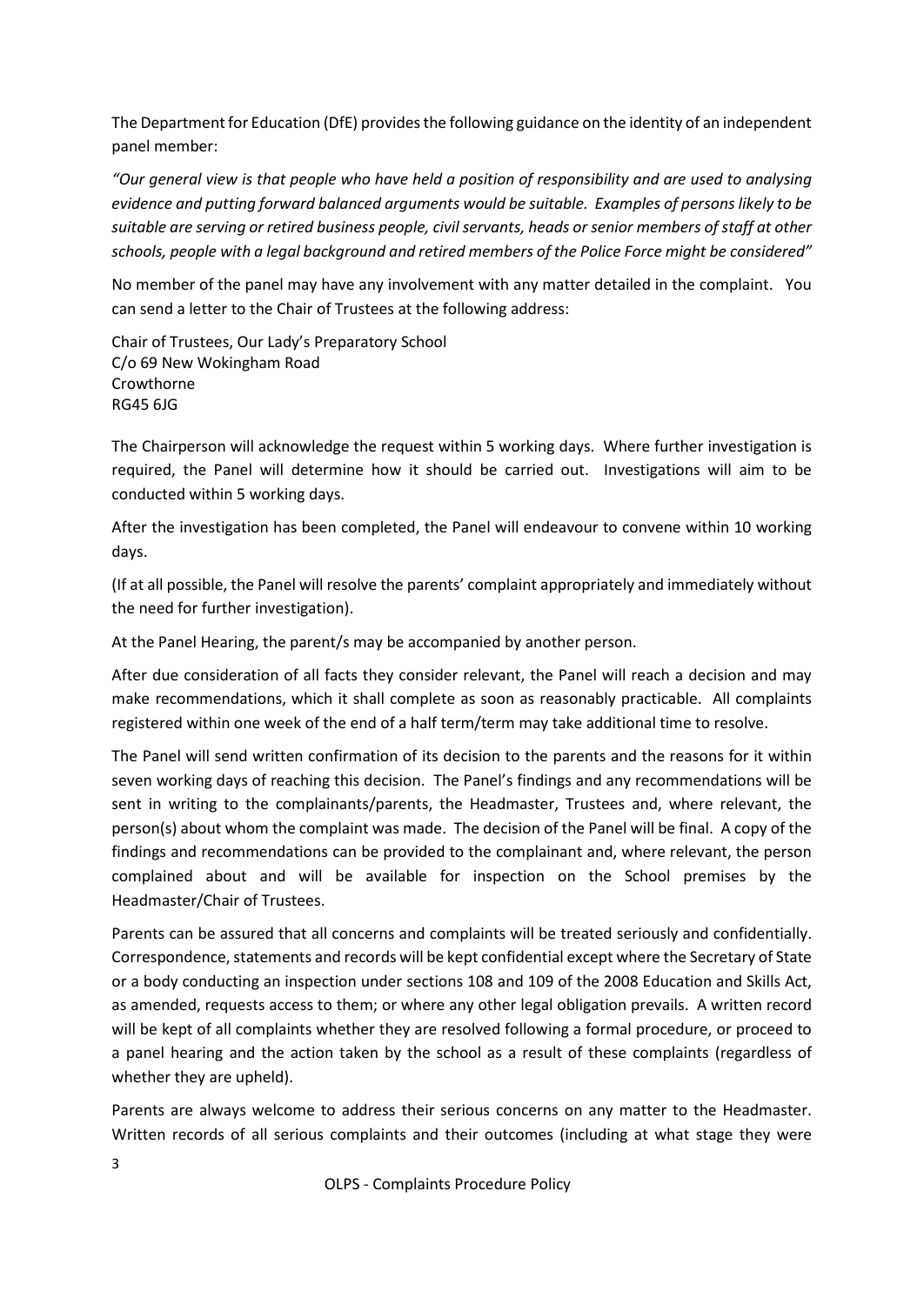The Department for Education (DfE) provides the following guidance on the identity of an independent panel member:

*"Our general view is that people who have held a position of responsibility and are used to analysing evidence and putting forward balanced arguments would be suitable. Examples of persons likely to be suitable are serving or retired business people, civil servants, heads or senior members of staff at other schools, people with a legal background and retired members of the Police Force might be considered"*

No member of the panel may have any involvement with any matter detailed in the complaint. You can send a letter to the Chair of Trustees at the following address:

Chair of Trustees, Our Lady's Preparatory School
C/o 69 New Wokingham Road
Crowthorne
RG45 6JG

The Chairperson will acknowledge the request within 5 working days. Where further investigation is required, the Panel will determine how it should be carried out. Investigations will aim to be conducted within 5 working days.

After the investigation has been completed, the Panel will endeavour to convene within 10 working days.

(If at all possible, the Panel will resolve the parents' complaint appropriately and immediately without the need for further investigation).

At the Panel Hearing, the parent/s may be accompanied by another person.

After due consideration of all facts they consider relevant, the Panel will reach a decision and may make recommendations, which it shall complete as soon as reasonably practicable. All complaints registered within one week of the end of a half term/term may take additional time to resolve.

The Panel will send written confirmation of its decision to the parents and the reasons for it within seven working days of reaching this decision. The Panel's findings and any recommendations will be sent in writing to the complainants/parents, the Headmaster, Trustees and, where relevant, the person(s) about whom the complaint was made. The decision of the Panel will be final. A copy of the findings and recommendations can be provided to the complainant and, where relevant, the person complained about and will be available for inspection on the School premises by the Headmaster/Chair of Trustees.

Parents can be assured that all concerns and complaints will be treated seriously and confidentially. Correspondence, statements and records will be kept confidential except where the Secretary of State or a body conducting an inspection under sections 108 and 109 of the 2008 Education and Skills Act, as amended, requests access to them; or where any other legal obligation prevails. A written record will be kept of all complaints whether they are resolved following a formal procedure, or proceed to a panel hearing and the action taken by the school as a result of these complaints (regardless of whether they are upheld).

Parents are always welcome to address their serious concerns on any matter to the Headmaster. Written records of all serious complaints and their outcomes (including at what stage they were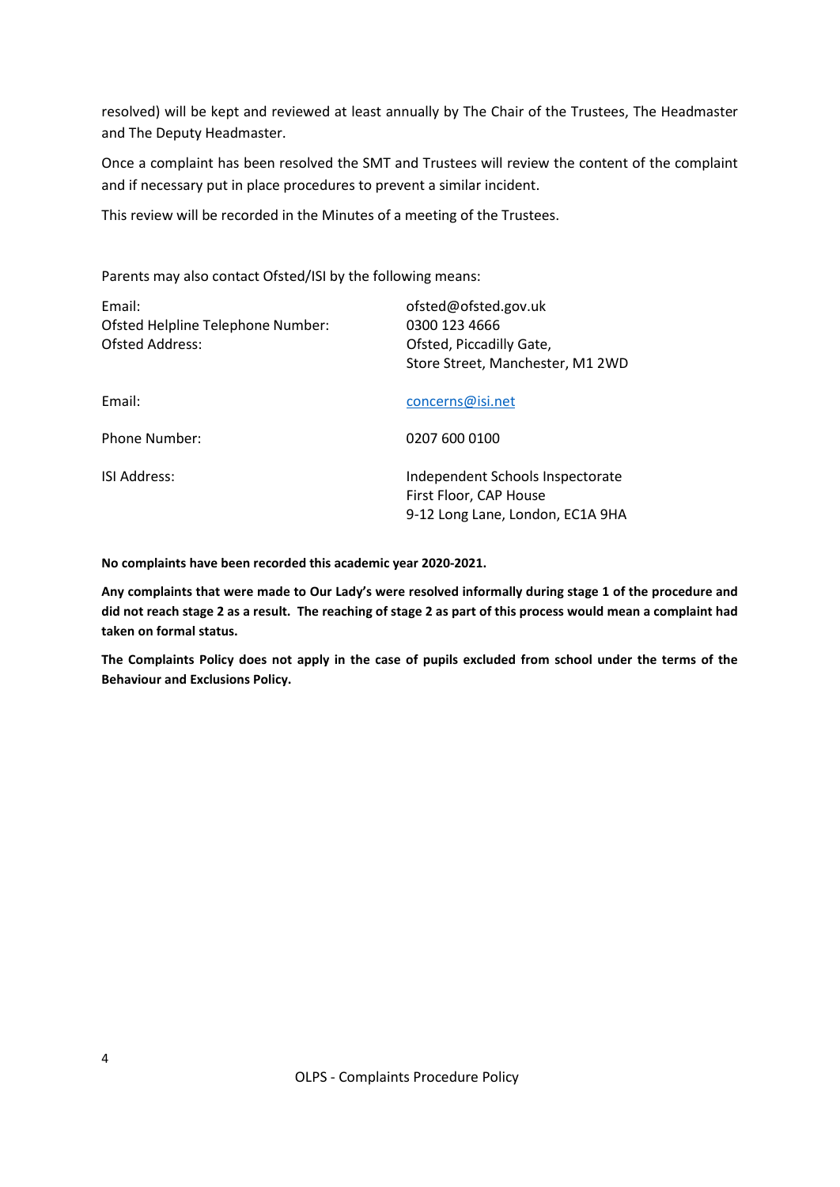resolved) will be kept and reviewed at least annually by The Chair of the Trustees, The Headmaster and The Deputy Headmaster.

Once a complaint has been resolved the SMT and Trustees will review the content of the complaint and if necessary put in place procedures to prevent a similar incident.

This review will be recorded in the Minutes of a meeting of the Trustees.

Parents may also contact Ofsted/ISI by the following means:

| | |
|---|---|
| Email: | ofsted@ofsted.gov.uk |
| Ofsted Helpline Telephone Number: | 0300 123 4666 |
| Ofsted Address: | Ofsted, Piccadilly Gate, Store Street, Manchester, M1 2WD |
| Email: | concerns@isi.net |
| Phone Number: | 0207 600 0100 |
| ISI Address: | Independent Schools Inspectorate First Floor, CAP House 9-12 Long Lane, London, EC1A 9HA |

**No complaints have been recorded this academic year 2020-2021.**

**Any complaints that were made to Our Lady's were resolved informally during stage 1 of the procedure and did not reach stage 2 as a result. The reaching of stage 2 as part of this process would mean a complaint had taken on formal status.**

**The Complaints Policy does not apply in the case of pupils excluded from school under the terms of the Behaviour and Exclusions Policy.**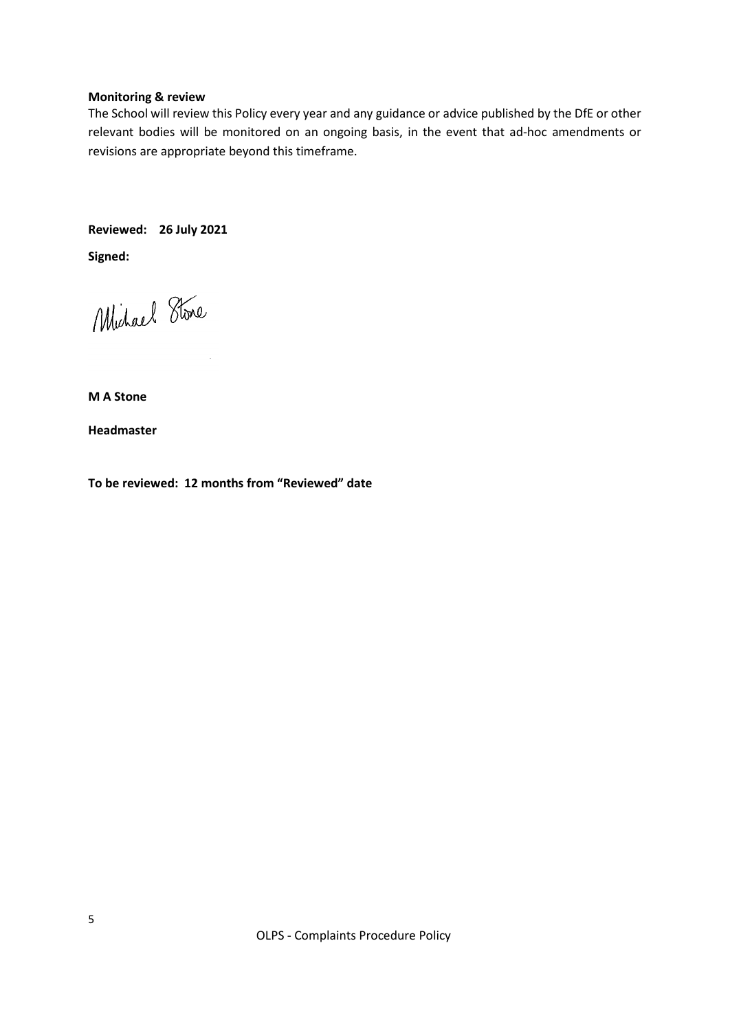**Monitoring & review**

The School will review this Policy every year and any guidance or advice published by the DfE or other relevant bodies will be monitored on an ongoing basis, in the event that ad-hoc amendments or revisions are appropriate beyond this timeframe.

**Reviewed: 26 July 2021**

**Signed:**

**M A Stone**

**Headmaster**

**To be reviewed: 12 months from "Reviewed" date**